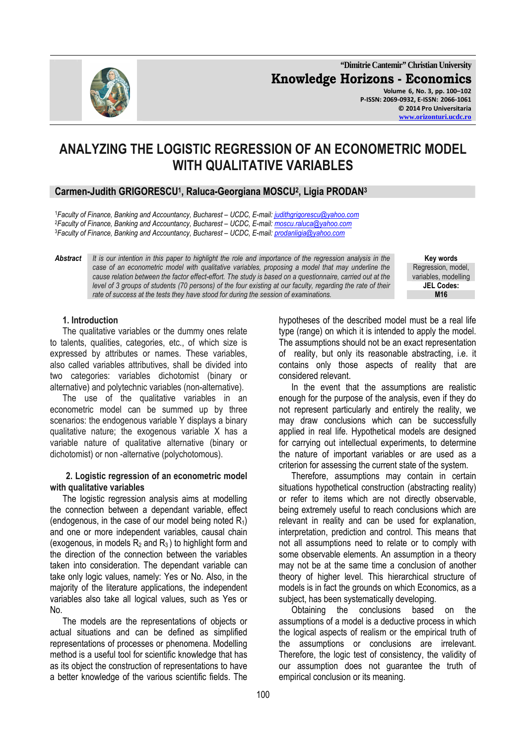# ANALYZING THE LOGISTIC REGRESSION OF AN ECONOMETRIC MODEL WITH QUALITATIVE VARIABLES

**Carmen-Judith GRIGORESCU[1], Raluca-Georgiana MOSCU[2], Ligia PRODAN[3]**

[1]*Faculty of Finance, Banking and Accountancy, Bucharest – UCDC, E-mail: judithgrigorescu@yahoo.com*
[2]*Faculty of Finance, Banking and Accountancy, Bucharest – UCDC, E-mail: moscu.raluca@yahoo.com*
[3]*Faculty of Finance, Banking and Accountancy, Bucharest – UCDC, E-mail: prodanligia@yahoo.com*

***Abstract*** *It is our intention in this paper to highlight the role and importance of the regression analysis in the case of an econometric model with qualitative variables, proposing a model that may underline the cause relation between the factor effect-effort. The study is based on a questionnaire, carried out at the level of 3 groups of students (70 persons) of the four existing at our faculty, regarding the rate of their rate of success at the tests they have stood for during the session of examinations.*

**Key words**
Regression, model, variables, modelling

**JEL Codes:**
**M16**

## 1. Introduction

The qualitative variables or the dummy ones relate to talents, qualities, categories, etc., of which size is expressed by attributes or names. These variables, also called variables attributives, shall be divided into two categories: variables dichotomist (binary or alternative) and polytechnic variables (non-alternative).

The use of the qualitative variables in an econometric model can be summed up by three scenarios: the endogenous variable Y displays a binary qualitative nature; the exogenous variable X has a variable nature of qualitative alternative (binary or dichotomist) or non -alternative (polychotomous).

## 2. Logistic regression of an econometric model with qualitative variables

The logistic regression analysis aims at modelling the connection between a dependant variable, effect (endogenous, in the case of our model being noted $R_1$) and one or more independent variables, causal chain (exogenous, in models $R_2$ and $R_3$) to highlight form and the direction of the connection between the variables taken into consideration. The dependant variable can take only logic values, namely: Yes or No. Also, in the majority of the literature applications, the independent variables also take all logical values, such as Yes or No.

The models are the representations of objects or actual situations and can be defined as simplified representations of processes or phenomena. Modelling method is a useful tool for scientific knowledge that has as its object the construction of representations to have a better knowledge of the various scientific fields. The hypotheses of the described model must be a real life type (range) on which it is intended to apply the model. The assumptions should not be an exact representation of reality, but only its reasonable abstracting, i.e. it contains only those aspects of reality that are considered relevant.

In the event that the assumptions are realistic enough for the purpose of the analysis, even if they do not represent particularly and entirely the reality, we may draw conclusions which can be successfully applied in real life. Hypothetical models are designed for carrying out intellectual experiments, to determine the nature of important variables or are used as a criterion for assessing the current state of the system.

Therefore, assumptions may contain in certain situations hypothetical construction (abstracting reality) or refer to items which are not directly observable, being extremely useful to reach conclusions which are relevant in reality and can be used for explanation, interpretation, prediction and control. This means that not all assumptions need to relate or to comply with some observable elements. An assumption in a theory may not be at the same time a conclusion of another theory of higher level. This hierarchical structure of models is in fact the grounds on which Economics, as a subject, has been systematically developing.

Obtaining the conclusions based on the assumptions of a model is a deductive process in which the logical aspects of realism or the empirical truth of the assumptions or conclusions are irrelevant. Therefore, the logic test of consistency, the validity of our assumption does not guarantee the truth of empirical conclusion or its meaning.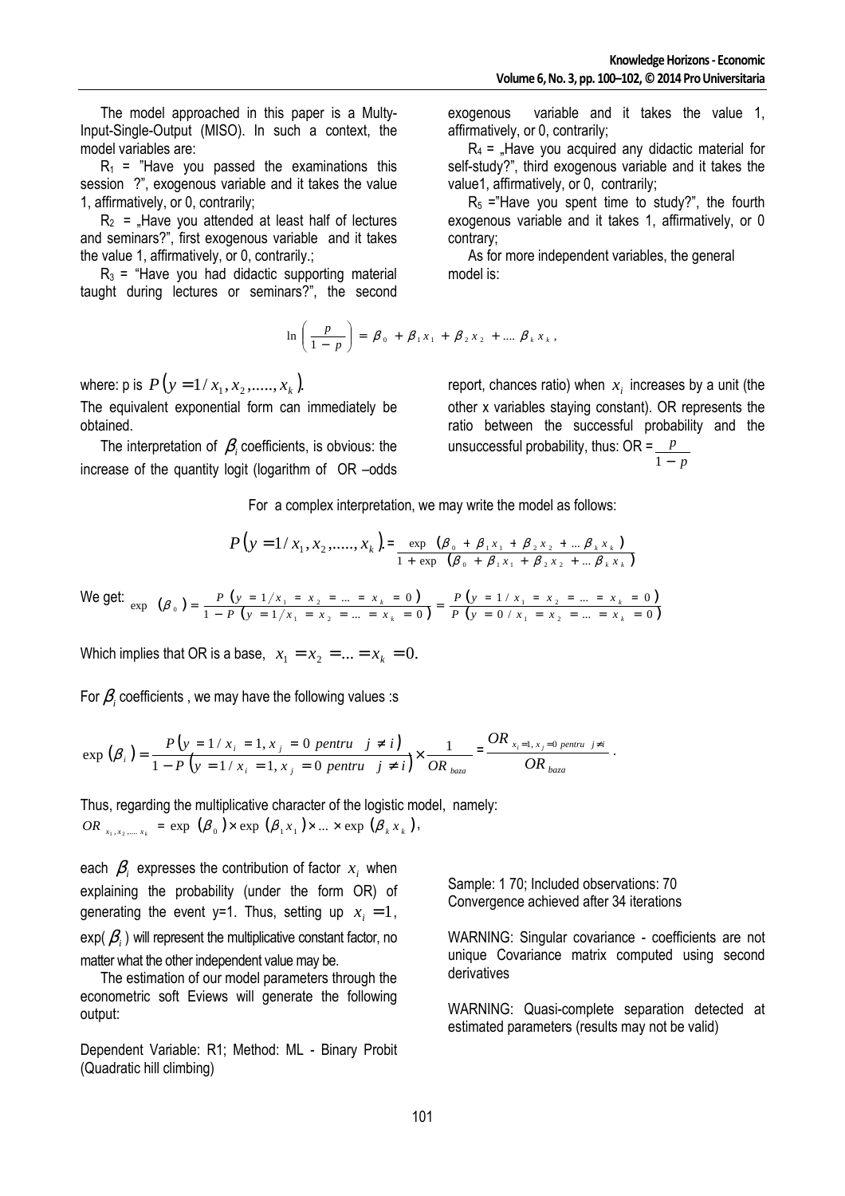The model approached in this paper is a Multy-Input-Single-Output (MISO). In such a context, the model variables are:

$R_1$ = "Have you passed the examinations this session ?", exogenous variable and it takes the value 1, affirmatively, or 0, contrarily;

$R_2$ = „Have you attended at least half of lectures and seminars?", first exogenous variable and it takes the value 1, affirmatively, or 0, contrarily.;

$R_3$ = "Have you had didactic supporting material taught during lectures or seminars?", the second exogenous variable and it takes the value 1, affirmatively, or 0, contrarily;

$R_4$ = „Have you acquired any didactic material for self-study?", third exogenous variable and it takes the value1, affirmatively, or 0, contrarily;

$R_5$ ="Have you spent time to study?", the fourth exogenous variable and it takes 1, affirmatively, or 0 contrary;

As for more independent variables, the general model is:

$$\ln\left(\frac{p}{1-p}\right) = \beta_0 + \beta_1 x_1 + \beta_2 x_2 + \dots \beta_k x_k ,$$

where: p is $P(y = 1 / x_1, x_2, \dots, x_k)$.

The equivalent exponential form can immediately be obtained.

The interpretation of $\beta_i$ coefficients, is obvious: the increase of the quantity logit (logarithm of OR –odds report, chances ratio) when $x_i$ increases by a unit (the other x variables staying constant). OR represents the ratio between the successful probability and the unsuccessful probability, thus: OR = $\frac{p}{1-p}$

For a complex interpretation, we may write the model as follows:

$$P(y = 1 / x_1, x_2, \dots, x_k) = \frac{\exp(\beta_0 + \beta_1 x_1 + \beta_2 x_2 + \dots \beta_k x_k)}{1 + \exp(\beta_0 + \beta_1 x_1 + \beta_2 x_2 + \dots \beta_k x_k)}$$

We get: $\exp(\beta_0) = \frac{P(y = 1 / x_1 = x_2 = \dots = x_k = 0)}{1 - P(y = 1 / x_1 = x_2 = \dots = x_k = 0)} = \frac{P(y = 1 / x_1 = x_2 = \dots = x_k = 0)}{P(y = 0 / x_1 = x_2 = \dots = x_k = 0)}$

Which implies that OR is a base, $x_1 = x_2 = \dots = x_k = 0$.

For $\beta_i$ coefficients , we may have the following values :s

$$\exp(\beta_i) = \frac{P(y = 1 / x_i = 1, x_j = 0 \ pentru \ \ j \neq i)}{1 - P(y = 1 / x_i = 1, x_j = 0 \ pentru \ \ j \neq i)} \times \frac{1}{OR_{baza}} = \frac{OR_{x_i = 1, x_j = 0 \ pentru \ \ j \neq i}}{OR_{baza}} .$$

Thus, regarding the multiplicative character of the logistic model, namely:
$OR_{x_1, x_2, \dots x_k} = \exp(\beta_0) \times \exp(\beta_1 x_1) \times \dots \times \exp(\beta_k x_k)$,

each $\beta_i$ expresses the contribution of factor $x_i$ when explaining the probability (under the form OR) of generating the event y=1. Thus, setting up $x_i = 1$, exp( $\beta_i$ ) will represent the multiplicative constant factor, no matter what the other independent value may be.

The estimation of our model parameters through the econometric soft Eviews will generate the following output:

Dependent Variable: R1; Method: ML - Binary Probit (Quadratic hill climbing)

Sample: 1 70; Included observations: 70
Convergence achieved after 34 iterations

WARNING: Singular covariance - coefficients are not unique Covariance matrix computed using second derivatives

WARNING: Quasi-complete separation detected at estimated parameters (results may not be valid)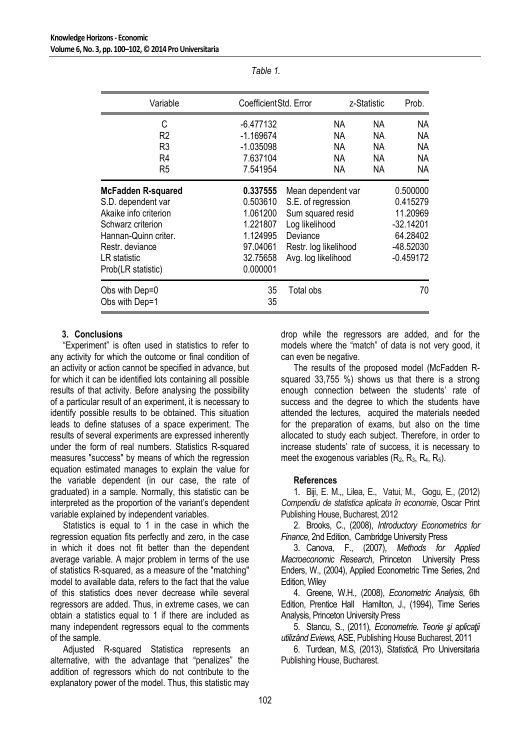*Table 1.*

| Variable | Coefficient | Std. Error | z-Statistic | Prob. |
|---|---|---|---|---|
| C | -6.477132 | NA | NA | NA |
| R2 | -1.169674 | NA | NA | NA |
| R3 | -1.035098 | NA | NA | NA |
| R4 | 7.637104 | NA | NA | NA |
| R5 | 7.541954 | NA | NA | NA |

| | | | |
|---|---|---|---|
| **McFadden R-squared** | **0.337555** | Mean dependent var | 0.500000 |
| S.D. dependent var | 0.503610 | S.E. of regression | 0.415279 |
| Akaike info criterion | 1.061200 | Sum squared resid | 11.20969 |
| Schwarz criterion | 1.221807 | Log likelihood | -32.14201 |
| Hannan-Quinn criter. | 1.124995 | Deviance | 64.28402 |
| Restr. deviance | 97.04061 | Restr. log likelihood | -48.52030 |
| LR statistic | 32.75658 | Avg. log likelihood | -0.459172 |
| Prob(LR statistic) | 0.000001 | | |
| Obs with Dep=0 | 35 | Total obs | 70 |
| Obs with Dep=1 | 35 | | |

## 3. Conclusions

"Experiment" is often used in statistics to refer to any activity for which the outcome or final condition of an activity or action cannot be specified in advance, but for which it can be identified lots containing all possible results of that activity. Before analysing the possibility of a particular result of an experiment, it is necessary to identify possible results to be obtained. This situation leads to define statuses of a space experiment. The results of several experiments are expressed inherently under the form of real numbers. Statistics R-squared measures "success" by means of which the regression equation estimated manages to explain the value for the variable dependent (in our case, the rate of graduated) in a sample. Normally, this statistic can be interpreted as the proportion of the variant's dependent variable explained by independent variables.

Statistics is equal to 1 in the case in which the regression equation fits perfectly and zero, in the case in which it does not fit better than the dependent average variable. A major problem in terms of the use of statistics R-squared, as a measure of the "matching" model to available data, refers to the fact that the value of this statistics does never decrease while several regressors are added. Thus, in extreme cases, we can obtain a statistics equal to 1 if there are included as many independent regressors equal to the comments of the sample.

Adjusted R-squared Statistica represents an alternative, with the advantage that "penalizes" the addition of regressors which do not contribute to the explanatory power of the model. Thus, this statistic may drop while the regressors are added, and for the models where the "match" of data is not very good, it can even be negative.

The results of the proposed model (McFadden R-squared 33,755 %) shows us that there is a strong enough connection between the students' rate of success and the degree to which the students have attended the lectures, acquired the materials needed for the preparation of exams, but also on the time allocated to study each subject. Therefore, in order to increase students' rate of success, it is necessary to meet the exogenous variables ($R_2$, $R_3$, $R_4$, $R_5$).

### References

1. Biji, E. M.,, Lilea, E., Vatui, M., Gogu, E., (2012) *Compendiu de statistica aplicata în economie*, Oscar Print Publishing House, Bucharest, 2012
2. Brooks, C., (2008), *Introductory Econometrics for Finance*, 2nd Edition, Cambridge University Press
3. Canova, F., (2007), *Methods for Applied Macroeconomic Research*, Princeton University Press Enders, W., (2004), Applied Econometric Time Series, 2nd Edition, Wiley
4. Greene, W.H., (2008), *Econometric Analysis*, 6th Edition, Prentice Hall Hamilton, J., (1994), Time Series Analysis, Princeton University Press
5. Stancu, S., (2011), *Econometrie. Teorie şi aplicaţii utilizând Eviews,* ASE, Publishing House Bucharest, 2011
6. Turdean, M.S, (2013), S*tatistică,* Pro Universitaria Publishing House, Bucharest.